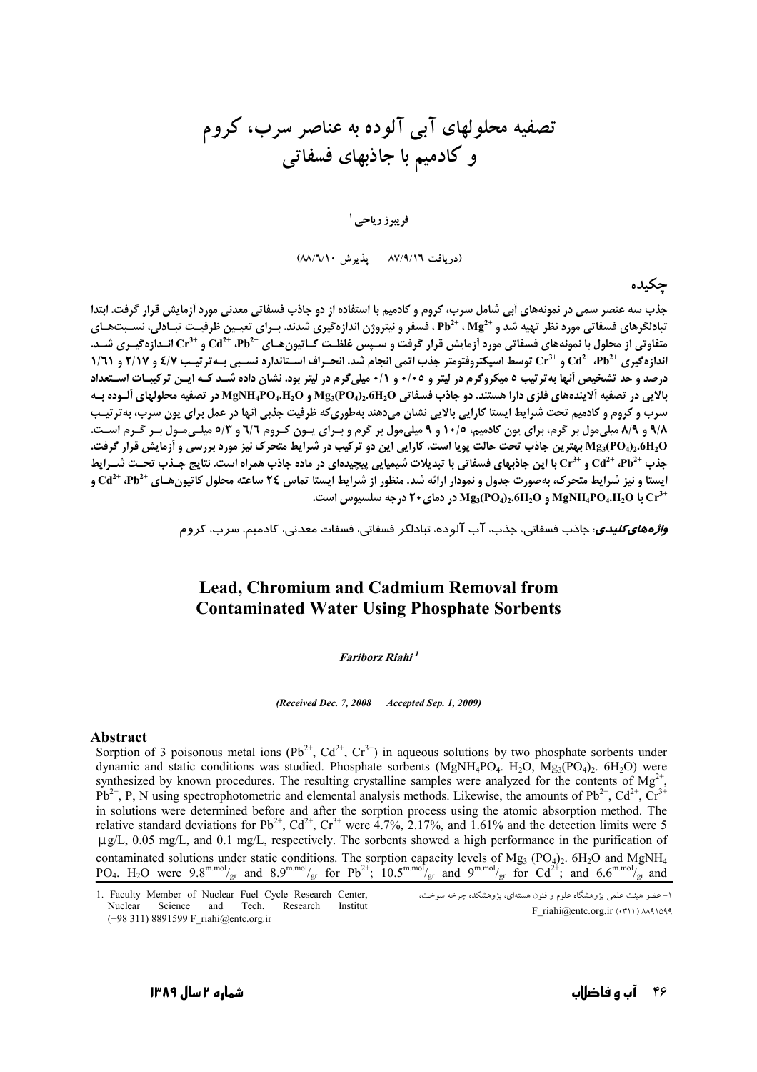# تصفیه محلولهای آبی آلوده به عناصر سرب، کروم و کادمیم با جاذبهای فسفاتی

فریبرز ریاحی[1]

(دریافت ۸۷/۹/۱۶ پذیرش ۸۸/۶/۱۰)

## چکیده

جذب سه عنصر سمی در نمونه‌های آبی شامل سرب، کروم و کادمیم با استفاده از دو جاذب فسفاتی معدنی مورد آزمایش قرار گرفت. ابتدا تبادلگرهای فسفاتی مورد نظر تهیه شد و $Mg^{2+}$ ، $Pb^{2+}$ ، فسفر و نیتروژن اندازه‌گیری شدند. برای تعیین ظرفیت تبادلی، نسبت‌های متفاوتی از محلول با نمونه‌های فسفاتی مورد آزمایش قرار گرفت و سپس غلظت کاتیون‌های $Pb^{2+}$، $Cd^{2+}$ و $Cr^{3+}$ اندازه‌گیری شد. اندازه‌گیری $Pb^{2+}$، $Cd^{2+}$ و $Cr^{3+}$ توسط اسپکتروفتومتر جذب اتمی انجام شد. انحراف استاندارد نسبی به‌ترتیب ۴/۷ و ۲/۱۷ و ۱/۶۱ درصد و حد تشخیص آنها به‌ترتیب ۵ میکروگرم در لیتر و ۰/۰۵ و ۰/۱ میلی‌گرم در لیتر بود. نشان داده شد که این ترکیبات استعداد بالایی در تصفیه آلاینده‌های فلزی دارا هستند. دو جاذب فسفاتی $Mg_3(PO_4)_2.6H_2O$ و $MgNH_4PO_4.H_2O$ در تصفیه محلولهای آلوده به سرب و کروم و کادمیم تحت شرایط ایستا کارایی بالایی نشان می‌دهند به‌طوری‌که ظرفیت جذبی آنها در عمل برای یون سرب، به‌ترتیب ۹/۸ و ۸/۹ میلی‌مول بر گرم، برای یون کادمیم، ۱۰/۵ و ۹ میلی‌مول بر گرم و برای یون کروم ۶/۶ و ۵/۳ میلی‌مول بر گرم است. $Mg_3(PO_4)_2.6H_2O$ بهترین جاذب تحت حالت پویا است. کارایی این دو ترکیب در شرایط متحرک نیز مورد بررسی و آزمایش قرار گرفت. جذب $Pb^{2+}$، $Cd^{2+}$ و $Cr^{3+}$ با این جاذبهای فسفاتی با تبدیلات شیمیایی پیچیده‌ای در ماده جاذب همراه است. نتایج جذب تحت شرایط ایستا و نیز شرایط متحرک، به‌صورت جدول و نمودار ارائه شد. منظور از شرایط ایستا تماس ۲۴ ساعته محلول کاتیون‌های $Pb^{2+}$، $Cd^{2+}$ و $Cr^{3+}$ با $MgNH_4PO_4.H_2O$ و $Mg_3(PO_4)_2.6H_2O$ در دمای ۲۰ درجه سلسیوس است.

***واژه‌های کلیدی:*** جاذب فسفاتی، جذب، آب آلوده، تبادلگر فسفاتی، فسفات معدنی، کادمیم، سرب، کروم

# Lead, Chromium and Cadmium Removal from Contaminated Water Using Phosphate Sorbents

***Fariborz Riahi*** [1]

*(Received Dec. 7, 2008 Accepted Sep. 1, 2009)*

## Abstract

Sorption of 3 poisonous metal ions ($Pb^{2+}$, $Cd^{2+}$, $Cr^{3+}$) in aqueous solutions by two phosphate sorbents under dynamic and static conditions was studied. Phosphate sorbents ($MgNH_4PO_4$. $H_2O$, $Mg_3(PO_4)_2$. $6H_2O$) were synthesized by known procedures. The resulting crystalline samples were analyzed for the contents of $Mg^{2+}$, $Pb^{2+}$, P, N using spectrophotometric and elemental analysis methods. Likewise, the amounts of $Pb^{2+}$, $Cd^{2+}$, $Cr^{3+}$ in solutions were determined before and after the sorption process using the atomic absorption method. The relative standard deviations for $Pb^{2+}$, $Cd^{2+}$, $Cr^{3+}$ were 4.7%, 2.17%, and 1.61% and the detection limits were 5 µg/L, 0.05 mg/L, and 0.1 mg/L, respectively. The sorbents showed a high performance in the purification of contaminated solutions under static conditions. The sorption capacity levels of $Mg_3(PO_4)_2$. $6H_2O$ and $MgNH_4PO_4$. $H_2O$ were $9.8^{m.mol}/_{gr}$ and $8.9^{m.mol}/_{gr}$ for $Pb^{2+}$; $10.5^{m.mol}/_{gr}$ and $9^{m.mol}/_{gr}$ for $Cd^{2+}$; and $6.6^{m.mol}/_{gr}$ and

---

[1] Faculty Member of Nuclear Fuel Cycle Research Center, Nuclear Science and Tech. Research Institut (+98 311) 8891599 F_riahi@entc.org.ir

[1] ۱- عضو هیئت علمی پژوهشگاه علوم و فنون هسته‌ای، پژوهشکده چرخه سوخت، F_riahi@entc.org.ir (۰۳۱۱) ۸۸۹۱۵۹۹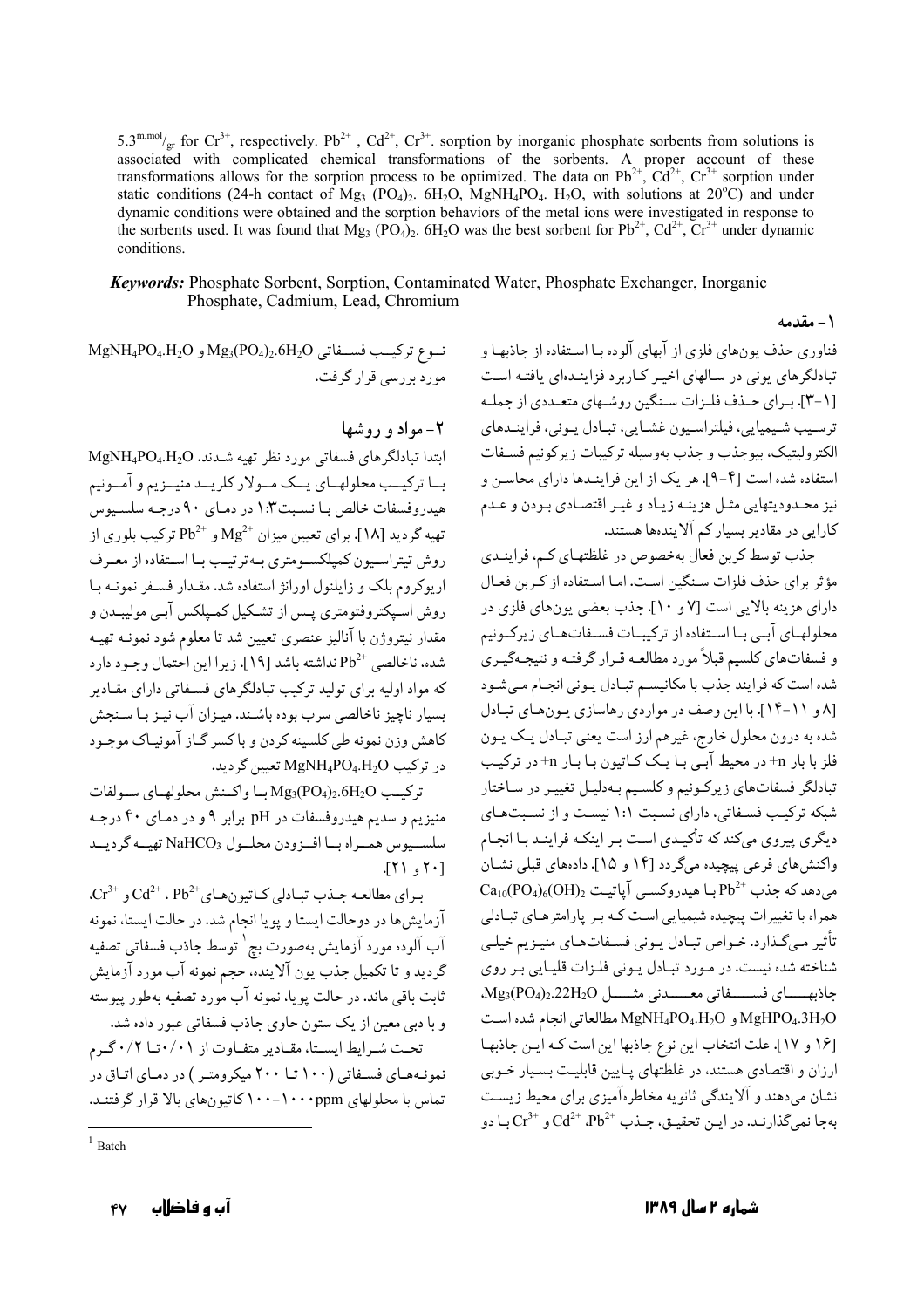$5.3^{m.mol}/_{gr}$ for $Cr^{3+}$, respectively. $Pb^{2+}$, $Cd^{2+}$, $Cr^{3+}$. sorption by inorganic phosphate sorbents from solutions is associated with complicated chemical transformations of the sorbents. A proper account of these transformations allows for the sorption process to be optimized. The data on $Pb^{2+}$, $Cd^{2+}$, $Cr^{3+}$ sorption under static conditions (24-h contact of $Mg_3(PO_4)_2.6H_2O$, $MgNH_4PO_4.H_2O$, with solutions at 20°C) and under dynamic conditions were obtained and the sorption behaviors of the metal ions were investigated in response to the sorbents used. It was found that $Mg_3(PO_4)_2.6H_2O$ was the best sorbent for $Pb^{2+}$, $Cd^{2+}$, $Cr^{3+}$ under dynamic conditions.

***Keywords:*** Phosphate Sorbent, Sorption, Contaminated Water, Phosphate Exchanger, Inorganic Phosphate, Cadmium, Lead, Chromium

## ۱- مقدمه

فناوری حذف یون‌های فلزی از آبهای آلوده با استفاده از جاذبها و تبادلگرهای یونی در سالهای اخیر کاربرد فزاینده‌ای یافته است [۱-۳]. برای حذف فلزات سنگین روشهای متعددی از جمله ترسیب شیمیایی، فیلتراسیون غشایی، تبادل یونی، فرایندهای الکترولیتیک، بیوجذب و جذب به‌وسیله ترکیبات زیرکونیم فسفات استفاده شده است [۴-۹]. هر یک از این فرایندها دارای محاسن و نیز محدودیتهایی مثل هزینه زیاد و غیر اقتصادی بودن و عدم کارایی در مقادیر بسیار کم آلاینده‌ها هستند.

جذب توسط کربن فعال به‌خصوص در غلظتهای کم، فرایندی مؤثر برای حذف فلزات سنگین است. اما استفاده از کربن فعال دارای هزینه بالایی است [۷ و ۱۰]. جذب بعضی یون‌های فلزی در محلولهای آبی با استفاده از ترکیبات فسفات‌های زیرکونیم و فسفات‌های کلسیم قبلاً مورد مطالعه قرار گرفته و نتیجه‌گیری شده است که فرایند جذب با مکانیسم تبادل یونی انجام می‌شود [۸ و ۱۱-۱۴]. با این وصف در مواردی رهاسازی یون‌های تبادل شده به درون محلول خارج، غیرهم ارز است یعنی تبادل یک یون فلز با بار n+ در محیط آبی با یک کاتیون با بار n+ در ترکیب تبادلگر فسفات‌های زیرکونیم و کلسیم به‌دلیل تغییر در ساختار شبکه ترکیب فسفاتی، دارای نسبت ۱:۱ نیست و از نسبت‌های دیگری پیروی می‌کند که تأکیدی است بر اینکه فرایند با انجام واکنش‌های فرعی پیچیده می‌گردد [۱۴ و ۱۵]. داده‌های قبلی نشان می‌دهد که جذب $Pb^{2+}$ با هیدروکسی آپاتیت $Ca_{10}(PO_4)_6(OH)_2$ همراه با تغییرات پیچیده شیمیایی است که بر پارامترهای تبادلی تأثیر می‌گذارد. خواص تبادل یونی فسفات‌های منیزیم خیلی شناخته شده نیست. در مورد تبادل یونی فلزات قلیایی بر روی جاذبهای فسفاتی معدنی مثل $Mg_3(PO_4)_2.22H_2O$، $MgHPO_4.3H_2O$ و $MgNH_4PO_4.H_2O$ مطالعاتی انجام شده است [۱۶ و ۱۷]. علت انتخاب این نوع جاذبها این است که این جاذبها ارزان و اقتصادی هستند، در غلظتهای پایین قابلیت بسیار خوبی نشان می‌دهند و آلایندگی ثانویه مخاطره‌آمیزی برای محیط زیست به‌جا نمی‌گذارند. در این تحقیق، جذب $Pb^{2+}$، $Cd^{2+}$ و $Cr^{3+}$ با دو نوع ترکیب فسفاتی $Mg_3(PO_4)_2.6H_2O$ و $MgNH_4PO_4.H_2O$ مورد بررسی قرار گرفت.

## ۲- مواد و روشها

ابتدا تبادلگرهای فسفاتی مورد نظر تهیه شدند. $MgNH_4PO_4.H_2O$ با ترکیب محلولهای یک مولار کلرید منیزیم و آمونیم هیدروفسفات خالص با نسبت ۱:۳ در دمای ۹۰ درجه سلسیوس تهیه گردید [۱۸]. برای تعیین میزان $Mg^{2+}$ و $Pb^{2+}$ ترکیب بلوری از روش تیتراسیون کمپلکسومتری به‌ترتیب با استفاده از معرف اریوکروم بلک و زایلنول اورانژ استفاده شد. مقدار فسفر نمونه با روش اسپکتروفتومتری پس از تشکیل کمپلکس آبی مولیبدن و مقدار نیتروژن با آنالیز عنصری تعیین شد تا معلوم شود نمونه تهیه شده، ناخالصی $Pb^{2+}$ نداشته باشد [۱۹]. زیرا این احتمال وجود دارد که مواد اولیه برای تولید ترکیب تبادلگرهای فسفاتی دارای مقادیر بسیار ناچیز ناخالصی سرب بوده باشند. میزان آب نیز با سنجش کاهش وزن نمونه طی کلسینه کردن و با کسر گاز آمونیاک موجود در ترکیب $MgNH_4PO_4.H_2O$ تعیین گردید.

ترکیب $Mg_3(PO_4)_2.6H_2O$ با واکنش محلولهای سولفات منیزیم و سدیم هیدروفسفات در pH برابر ۹ و در دمای ۴۰ درجه سلسیوس همراه با افزودن محلول $NaHCO_3$ تهیه گردید [۲۰ و ۲۱].

برای مطالعه جذب تبادلی کاتیون‌های $Pb^{2+}$، $Cd^{2+}$ و $Cr^{3+}$، آزمایش‌ها در دوحالت ایستا و پویا انجام شد. در حالت ایستا، نمونه آب آلوده مورد آزمایش به‌صورت بچ[1] توسط جاذب فسفاتی تصفیه گردید و تا تکمیل جذب یون آلاینده، حجم نمونه آب مورد آزمایش ثابت باقی ماند. در حالت پویا، نمونه آب مورد تصفیه به‌طور پیوسته و با دبی معین از یک ستون حاوی جاذب فسفاتی عبور داده شد.

تحت شرایط ایستا، مقادیر متفاوت از ۰/۰۱ تا ۰/۲ گرم نمونه‌های فسفاتی (۱۰۰ تا ۲۰۰ میکرومتر) در دمای اتاق در تماس با محلولهای ۱۰۰-۱۰۰۰ppm کاتیون‌های بالا قرار گرفتند.

[1] Batch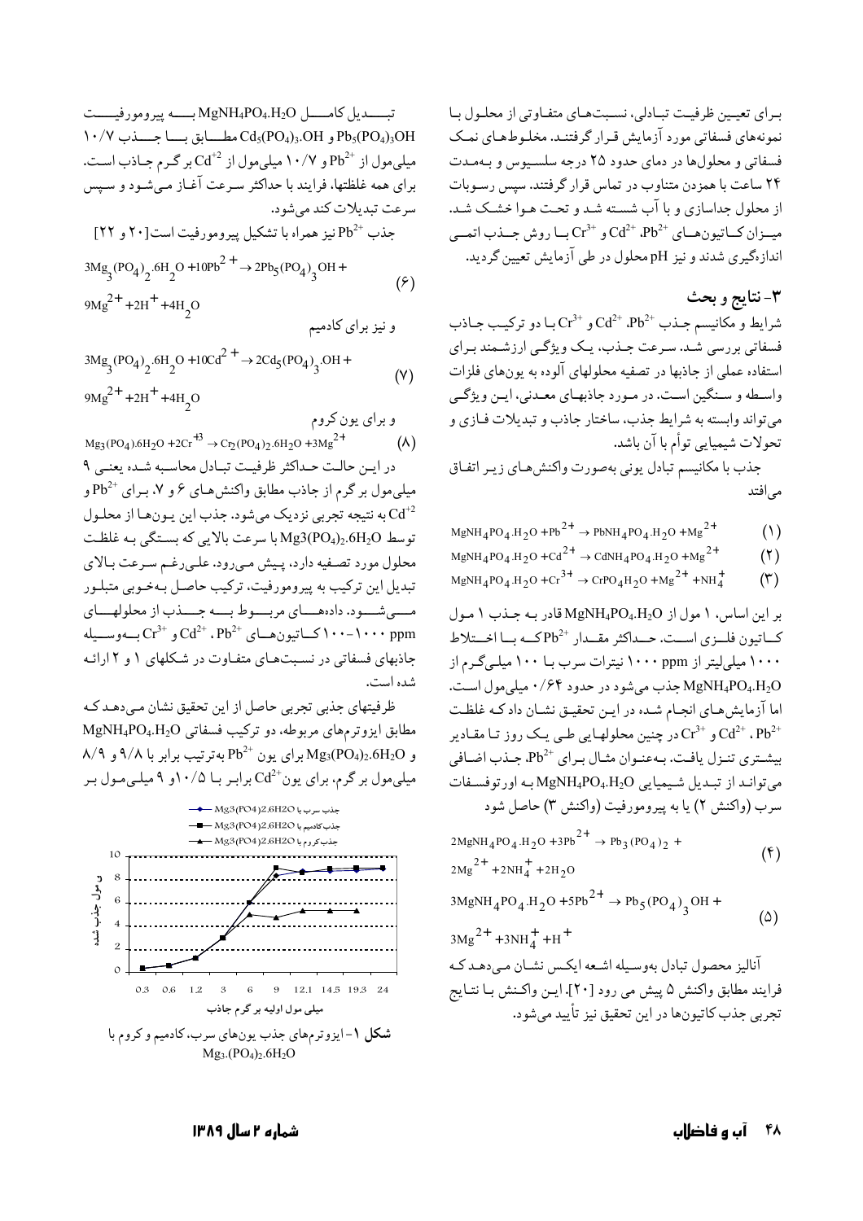برای تعیین ظرفیت تبادلی، نسبت‌های متفاوتی از محلول با نمونه‌های فسفاتی مورد آزمایش قرار گرفتند. مخلوط‌های نمک فسفاتی و محلول‌ها در دمای حدود ۲۵ درجه سلسیوس و به‌مدت ۲۴ ساعت با همزدن متناوب در تماس قرار گرفتند. سپس رسوبات از محلول جداسازی و با آب شسته شد و تحت هوا خشک شد. میزان کاتیون‌های $Pb^{2+}$، $Cd^{2+}$ و $Cr^{3+}$ با روش جذب اتمی اندازه‌گیری شدند و نیز pH محلول در طی آزمایش تعیین گردید.

## ۳- نتایج و بحث

شرایط و مکانیسم جذب $Pb^{2+}$، $Cd^{2+}$ و $Cr^{3+}$ با دو ترکیب جاذب فسفاتی بررسی شد. سرعت جذب، یک ویژگی ارزشمند برای استفاده عملی از جاذبها در تصفیه محلولهای آلوده به یون‌های فلزات واسطه و سنگین است. در مورد جاذبهای معدنی، این ویژگی می‌تواند وابسته به شرایط جذب، ساختار جاذب و تبدیلات فازی و تحولات شیمیایی توأم با آن باشد.

جذب با مکانیسم تبادل یونی به‌صورت واکنش‌های زیر اتفاق می‌افتد

$$MgNH_4PO_4.H_2O + Pb^{2+} \rightarrow PbNH_4PO_4.H_2O + Mg^{2+} \quad (1)$$

$$MgNH_4PO_4.H_2O + Cd^{2+} \rightarrow CdNH_4PO_4.H_2O + Mg^{2+} \quad (2)$$

$$MgNH_4PO_4.H_2O + Cr^{3+} \rightarrow CrPO_4H_2O + Mg^{2+} + NH_4^{+} \quad (3)$$

بر این اساس، ۱ مول از $MgNH_4PO_4.H_2O$ قادر به جذب ۱ مول کاتیون فلزی است. حداکثر مقدار $Pb^{2+}$ که با اختلاط ۱۰۰۰ میلی‌لیتر از ۱۰۰۰ ppm نیترات سرب با ۱۰۰ میلی‌گرم از $MgNH_4PO_4.H_2O$ جذب می‌شود در حدود ۰/۶۴ میلی‌مول است. اما آزمایش‌های انجام شده در این تحقیق نشان داد که غلظت $Pb^{2+}$، $Cd^{2+}$ و $Cr^{3+}$ در چنین محلولهایی طی یک روز تا مقادیر بیشتری تنزل یافت. به‌عنوان مثال برای $Pb^{2+}$، جذب اضافی می‌تواند از تبدیل شیمیایی $MgNH_4PO_4.H_2O$ به اورتوفسفات سرب (واکنش ۲) یا به پیرومورفیت (واکنش ۳) حاصل شود

$$2MgNH_4PO_4.H_2O + 3Pb^{2+} \rightarrow Pb_3(PO_4)_2 + 2Mg^{2+} + 2NH_4^{+} + 2H_2O \quad (4)$$

$$3MgNH_4PO_4.H_2O + 5Pb^{2+} \rightarrow Pb_5(PO_4)_3OH + 3Mg^{2+} + 3NH_4^{+} + H^{+} \quad (5)$$

آنالیز محصول تبادل به‌وسیله اشعه ایکس نشان می‌دهد که فرایند مطابق واکنش ۵ پیش می رود [۲۰]. این واکنش با نتایج تجربی جذب کاتیون‌ها در این تحقیق نیز تأیید می‌شود.

تبدیل کامل $MgNH_4PO_4.H_2O$ به پیرومورفیت $Pb_5(PO_4)_3OH$ و $Cd_5(PO_4)_3.OH$ مطابق با جذب ۱۰/۷ میلی‌مول از $Pb^{2+}$ و ۱۰/۷ میلی‌مول از $Cd^{+2}$ بر گرم جاذب است. برای همه غلظتها، فرایند با حداکثر سرعت آغاز می‌شود و سپس سرعت تبدیلات کند می‌شود.

جذب $Pb^{2+}$ نیز همراه با تشکیل پیرومورفیت است[۲۰ و ۲۲]

$$3Mg_3(PO_4)_2.6H_2O + 10Pb^{2+} \rightarrow 2Pb_5(PO_4)_3OH + 9Mg^{2+} + 2H^{+} + 4H_2O \quad (6)$$

و نیز برای کادمیم

$$3Mg_3(PO_4)_2.6H_2O + 10Cd^{2+} \rightarrow 2Cd_5(PO_4)_3.OH + 9Mg^{2+} + 2H^{+} + 4H_2O \quad (7)$$

و برای یون کروم

$$Mg_3(PO_4).6H_2O + 2Cr^{+3} \rightarrow Cr_2(PO_4)_2.6H_2O + 3Mg^{2+} \quad (8)$$

در این حالت حداکثر ظرفیت تبادل محاسبه شده یعنی ۹ میلی‌مول بر گرم از جاذب مطابق واکنش‌های ۶ و ۷، برای $Pb^{2+}$ و $Cd^{+2}$ به نتیجه تجربی نزدیک می‌شود. جذب این یون‌ها از محلول توسط $Mg_3(PO_4)_2.6H_2O$ با سرعت بالایی که بستگی به غلظت محلول مورد تصفیه دارد، پیش می‌رود. علی‌رغم سرعت بالای تبدیل این ترکیب به پیرومورفیت، ترکیب حاصل به‌خوبی متبلور می‌شود. داده‌های مربوط به جذب از محلولهای ۱۰۰-۱۰۰۰ ppm کاتیون‌های $Pb^{2+}$، $Cd^{2+}$ و $Cr^{3+}$ به‌وسیله جاذبهای فسفاتی در نسبت‌های متفاوت در شکلهای ۱ و ۲ ارائه شده است.

ظرفیتهای جذبی تجربی حاصل از این تحقیق نشان می‌دهد که مطابق ایزوترم‌های مربوطه، دو ترکیب فسفاتی $MgNH_4PO_4.H_2O$ و $Mg_3(PO_4)_2.6H_2O$ برای یون $Pb^{2+}$ به‌ترتیب برابر با ۹/۸ و ۸/۹ میلی‌مول بر گرم، برای یون $Cd^{2+}$ برابر با ۱۰/۵ و ۹ میلی‌مول بر

**شکل ۱**- ایزوترم‌های جذب یون‌های سرب، کادمیم و کروم با $Mg_3.(PO_4)_2.6H_2O$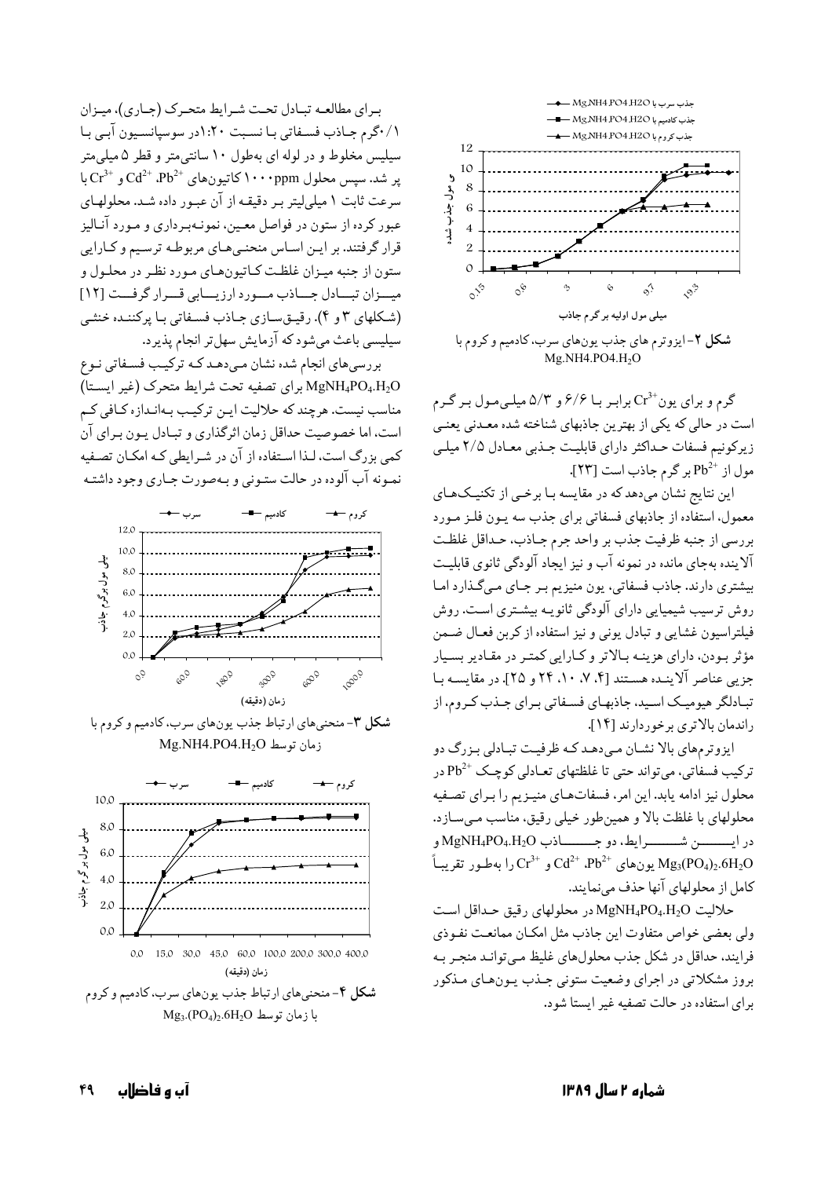**شکل ۲**- ایزوترم های جذب یون‌های سرب، کادمیم و کروم با $Mg.NH_4.PO_4.H_2O$

گرم و برای یون $Cr^{3+}$ برابـر بـا ۶/۶ و ۵/۳ میلی‌مـول بـر گـرم است در حالی که یکی از بهترین جاذبهای شناخته شده معـدنی یعنـی زیرکونیم فسفات حـداکثر دارای قابلیـت جـذبی معـادل ۲/۵ میلـی مول از $Pb^{2+}$ بر گرم جاذب است [۲۳].

این نتایج نشان می‌دهد که در مقایسه بـا برخـی از تکنیـک‌هـای معمول، استفاده از جاذبهای فسفاتی برای جذب سه یـون فلـز مـورد بررسی از جنبه ظرفیت جذب بر واحد جرم جـاذب، حـداقل غلظـت آلاینده به‌جای مانده در نمونه آب و نیز ایجاد آلودگی ثانوی قابلیـت بیشتری دارند. جاذب فسفاتی، یون منیزیم بـر جـای مـی‌گـذارد امـا روش ترسیب شیمیایی دارای آلودگی ثانویـه بیشـتری اسـت. روش فیلتراسیون غشایی و تبادل یونی و نیز استفاده از کربن فعـال ضـمن مؤثر بـودن، دارای هزینـه بـالاتر و کـارایی کمتـر در مقـادیر بسـیار جزیی عناصر آلاینـده هسـتند [۴، ۷، ۱۰، ۲۴ و ۲۵]. در مقایسـه بـا تبـادلگر هیومیـک اسـید، جاذبهـای فسـفاتی بـرای جـذب کـروم، از راندمان بالاتری برخوردارند [۱۴].

ایزوترم‌های بالا نشـان مـی‌دهـد کـه ظرفیـت تبـادلی بـزرگ دو ترکیب فسفاتی، می‌تواند حتی تا غلظتهای تعـادلی کوچـک $Pb^{2+}$ در محلول نیز ادامه یابد. این امر، فسفات‌هـای منیـزیم را بـرای تصـفیه محلولهای با غلظت بالا و همین‌طور خیلی رقیق، مناسب مـی‌سـازد. در ایـن شـرایط، دو جـاذب $MgNH_4PO_4.H_2O$ و $Mg_3(PO_4)_2.6H_2O$ یون‌های $Pb^{2+}$، $Cd^{2+}$ و $Cr^{3+}$ را به‌طـور تقریبـاً کامل از محلولهای آنها حذف می‌نمایند.

حلالیت $MgNH_4PO_4.H_2O$ در محلولهای رقیق حـداقل اسـت ولی بعضی خواص متفاوت این جاذب مثل امکـان ممانعـت نفـوذی فرایند، حداقل در شکل جذب محلول‌های غلیظ مـی‌توانـد منجـر بـه بروز مشکلاتی در اجرای وضعیت ستونی جـذب یـون‌هـای مـذکور برای استفاده در حالت تصفیه غیر ایستا شود.

بـرای مطالعـه تبـادل تحـت شـرایط متحـرک (جـاری)، میـزان ۰/۱گرم جـاذب فسـفاتی بـا نسـبت ۱:۲۰ در سوسپانسـیون آبـی بـا سیلیس مخلوط و در لوله ای به‌طول ۱۰ سانتی‌متر و قطر ۵ میلی‌متر پر شد. سپس محلول ۱۰۰۰ppm کاتیونهای $Pb^{2+}$، $Cd^{2+}$ و $Cr^{3+}$ با سرعت ثابت ۱ میلی‌لیتر بـر دقیقـه از آن عبـور داده شـد. محلولهـای عبور کرده از ستون در فواصل معـین، نمونـه‌بـرداری و مـورد آنـالیز قرار گرفتند. بر ایـن اسـاس منحنـی‌هـای مربوطـه ترسـیم و کـارایی ستون از جنبه میـزان غلظـت کـاتیون‌هـای مـورد نظـر در محلـول و میـزان تبـادل جـاذب مـورد ارزیـابی قـرار گرفـت [۱۲] (شکلهای ۳ و ۴). رقیـق‌سـازی جـاذب فسـفاتی بـا پرکننـده خنثـی سیلیسی باعث می‌شود که آزمایش سهل‌تر انجام پذیرد.

بررسی‌های انجام شده نشان مـی‌دهـد کـه ترکیـب فسـفاتی نـوع $MgNH_4PO_4.H_2O$ برای تصفیه تحت شرایط متحرک (غیر ایسـتا) مناسب نیست. هرچند که حلالیت ایـن ترکیـب بـه‌انـدازه کـافی کـم است، اما خصوصیت حداقل زمان اثرگذاری و تبـادل یـون بـرای آن کمی بزرگ است، لـذا اسـتفاده از آن در شـرایطی کـه امکـان تصـفیه نمـونه آب آلوده در حالت سـتونی و بـه‌صورت جـاری وجـود داشـته

**شکل ۳**- منحنی‌های ارتباط جذب یون‌های سرب، کادمیم و کروم با زمان توسط $Mg.NH_4.PO_4.H_2O$

**شکل ۴**- منحنی‌های ارتباط جذب یون‌های سرب، کادمیم و کروم با زمان توسط $Mg_3.(PO_4)_2.6H_2O$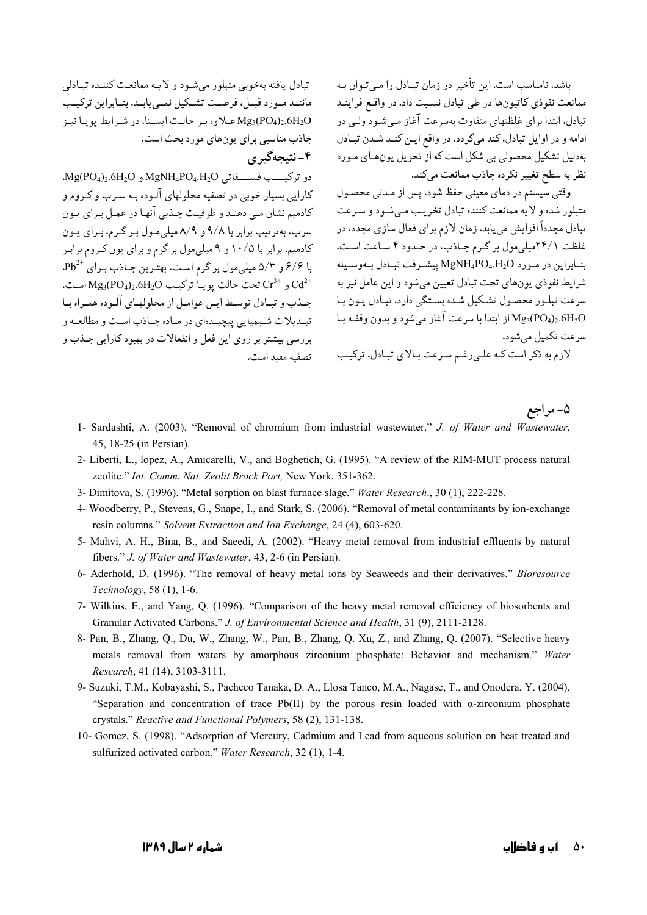باشد، نامناسب است. این تأخیر در زمان تبادل را می‌توان به ممانعت نفوذی کاتیون‌ها در طی تبادل نسبت داد. در واقع فرایند تبادل، ابتدا برای غلظتهای متفاوت به‌سرعت آغاز می‌شود ولی در ادامه و در اوایل تبادل، کند می‌گردد. در واقع این کند شدن تبادل به‌دلیل تشکیل محصولی بی شکل است که از تحویل یون‌های مورد نظر به سطح تغییر نکرده جاذب ممانعت می‌کند.

وقتی سیستم در دمای معینی حفظ شود، پس از مدتی محصول متبلور شده و لایه ممانعت کننده تبادل تخریب می‌شود و سرعت تبادل مجدداً افزایش می‌یابد. زمان لازم برای فعال سازی مجدد، در غلظت ۲۴/۱میلی‌مول بر گرم جاذب، در حدود ۴ ساعت است. بنابراین در مورد $MgNH_4PO_4.H_2O$ پیشرفت تبادل به‌وسیله شرایط نفوذی یون‌های تحت تبادل تعیین می‌شود و این عامل نیز به سرعت تبلور محصول تشکیل شده بستگی دارد. تبادل یون با $Mg_3(PO_4)_2.6H_2O$ از ابتدا با سرعت آغاز می‌شود و بدون وقفه با سرعت تکمیل می‌شود.

لازم به ذکر است که علی‌رغم سرعت بالای تبادل، ترکیب تبادل یافته به‌خوبی متبلور می‌شود و لایه ممانعت کننده تبادلی مانند مورد قبل، فرصت تشکیل نمی‌یابد. بنابراین ترکیب $Mg_3(PO_4)_2.6H_2O$ علاوه بر حالت ایستا، در شرایط پویا نیز جاذب مناسبی برای یون‌های مورد بحث است.

## ۴- نتیجه‌گیری

دو ترکیب فسفاتی $MgNH_4PO_4.H_2O$ و $Mg(PO_4)_2.6H_2O$، کارایی بسیار خوبی در تصفیه محلولهای آلوده به سرب و کروم و کادمیم نشان می دهند و ظرفیت جذبی آنها در عمل برای یون سرب، به‌ترتیب برابر با ۹/۸ و ۸/۹ میلی‌مول بر گرم، برای یون کادمیم، برابر با ۱۰/۵ و ۹ میلی‌مول بر گرم و برای یون کروم برابر با ۶/۶ و ۵/۳ میلی‌مول بر گرم است. بهترین جاذب برای $Pb^{2+}$، $Cd^{2+}$ و $Cr^{3+}$ تحت حالت پویا ترکیب $Mg_3(PO_4)_2.6H_2O$ است. جذب و تبادل توسط این عوامل از محلولهای آلوده همراه با تبدیلات شیمیایی پیچیده‌ای در ماده جاذب است و مطالعه و بررسی بیشتر بر روی این فعل و انفعالات در بهبود کارایی جذب و تصفیه مفید است.

## ۵- مراجع

1- Sardashti, A. (2003). "Removal of chromium from industrial wastewater." *J. of Water and Wastewater*, 45, 18-25 (in Persian).

2- Liberti, L., lopez, A., Amicarelli, V., and Boghetich, G. (1995). "A review of the RIM-MUT process natural zeolite." *Int. Comm. Nat. Zeolit Brock Port,* New York, 351-362.

3- Dimitova, S. (1996). "Metal sorption on blast furnace slage." *Water Research*., 30 (1), 222-228.

4- Woodberry, P., Stevens, G., Snape, I., and Stark, S. (2006). "Removal of metal contaminants by ion-exchange resin columns." *Solvent Extraction and Ion Exchange*, 24 (4), 603-620.

5- Mahvi, A. H., Bina, B., and Saeedi, A. (2002). "Heavy metal removal from industrial effluents by natural fibers." *J. of Water and Wastewater*, 43, 2-6 (in Persian).

6- Aderhold, D. (1996). "The removal of heavy metal ions by Seaweeds and their derivatives." *Bioresource Technology*, 58 (1), 1-6.

7- Wilkins, E., and Yang, Q. (1996). "Comparison of the heavy metal removal efficiency of biosorbents and Granular Activated Carbons." *J. of Environmental Science and Health*, 31 (9), 2111-2128.

8- Pan, B., Zhang, Q., Du, W., Zhang, W., Pan, B., Zhang, Q. Xu, Z., and Zhang, Q. (2007). "Selective heavy metals removal from waters by amorphous zirconium phosphate: Behavior and mechanism." *Water Research*, 41 (14), 3103-3111.

9- Suzuki, T.M., Kobayashi, S., Pacheco Tanaka, D. A., Llosa Tanco, M.A., Nagase, T., and Onodera, Y. (2004). "Separation and concentration of trace Pb(II) by the porous resin loaded with α-zirconium phosphate crystals." *Reactive and Functional Polymers*, 58 (2), 131-138.

10- Gomez, S. (1998). "Adsorption of Mercury, Cadmium and Lead from aqueous solution on heat treated and sulfurized activated carbon." *Water Research*, 32 (1), 1-4.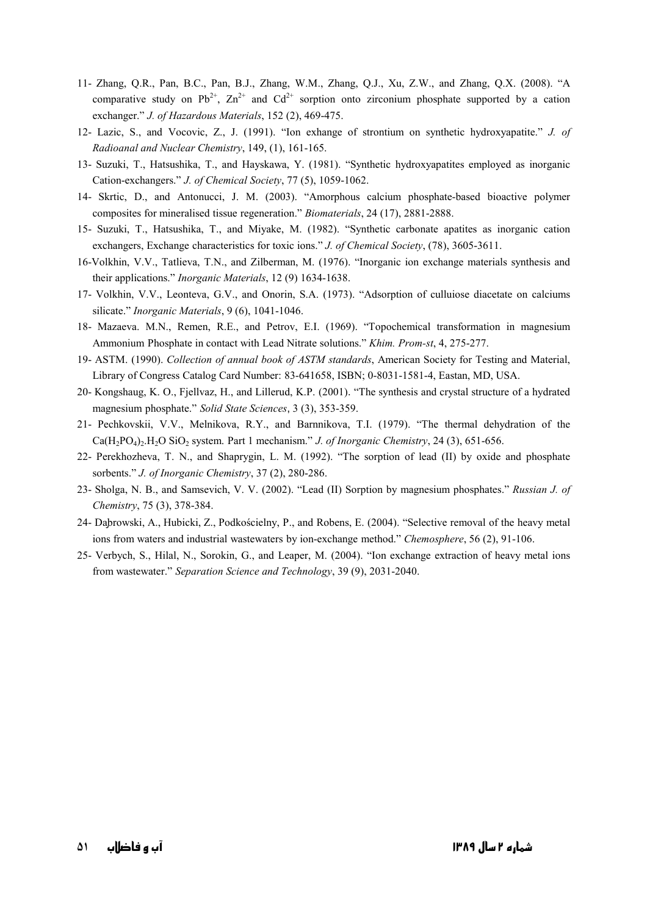11- Zhang, Q.R., Pan, B.C., Pan, B.J., Zhang, W.M., Zhang, Q.J., Xu, Z.W., and Zhang, Q.X. (2008). "A comparative study on $Pb^{2+}$, $Zn^{2+}$ and $Cd^{2+}$ sorption onto zirconium phosphate supported by a cation exchanger." *J. of Hazardous Materials*, 152 (2), 469-475.

12- Lazic, S., and Vocovic, Z., J. (1991). "Ion exhange of strontium on synthetic hydroxyapatite." *J. of Radioanal and Nuclear Chemistry*, 149, (1), 161-165.

13- Suzuki, T., Hatsushika, T., and Hayskawa, Y. (1981). "Synthetic hydroxyapatites employed as inorganic Cation-exchangers." *J. of Chemical Society*, 77 (5), 1059-1062.

14- Skrtic, D., and Antonucci, J. M. (2003). "Amorphous calcium phosphate-based bioactive polymer composites for mineralised tissue regeneration." *Biomaterials*, 24 (17), 2881-2888.

15- Suzuki, T., Hatsushika, T., and Miyake, M. (1982). "Synthetic carbonate apatites as inorganic cation exchangers, Exchange characteristics for toxic ions." *J. of Chemical Society*, (78), 3605-3611.

16-Volkhin, V.V., Tatlieva, T.N., and Zilberman, M. (1976). "Inorganic ion exchange materials synthesis and their applications." *Inorganic Materials*, 12 (9) 1634-1638.

17- Volkhin, V.V., Leonteva, G.V., and Onorin, S.A. (1973). "Adsorption of culluiose diacetate on calciums silicate." *Inorganic Materials*, 9 (6), 1041-1046.

18- Mazaeva. M.N., Remen, R.E., and Petrov, E.I. (1969). "Topochemical transformation in magnesium Ammonium Phosphate in contact with Lead Nitrate solutions." *Khim. Prom-st*, 4, 275-277.

19- ASTM. (1990). *Collection of annual book of ASTM standards*, American Society for Testing and Material, Library of Congress Catalog Card Number: 83-641658, ISBN; 0-8031-1581-4, Eastan, MD, USA.

20- Kongshaug, K. O., Fjellvaz, H., and Lillerud, K.P. (2001). "The synthesis and crystal structure of a hydrated magnesium phosphate." *Solid State Sciences*, 3 (3), 353-359.

21- Pechkovskii, V.V., Melnikova, R.Y., and Barnnikova, T.I. (1979). "The thermal dehydration of the $Ca(H_2PO_4)_2.H_2O$ $SiO_2$ system. Part 1 mechanism." *J. of Inorganic Chemistry*, 24 (3), 651-656.

22- Perekhozheva, T. N., and Shaprygin, L. M. (1992). "The sorption of lead (II) by oxide and phosphate sorbents." *J. of Inorganic Chemistry*, 37 (2), 280-286.

23- Sholga, N. B., and Samsevich, V. V. (2002). "Lead (II) Sorption by magnesium phosphates." *Russian J. of Chemistry*, 75 (3), 378-384.

24- Dąbrowski, A., Hubicki, Z., Podkościelny, P., and Robens, E. (2004). "Selective removal of the heavy metal ions from waters and industrial wastewaters by ion-exchange method." *Chemosphere*, 56 (2), 91-106.

25- Verbych, S., Hilal, N., Sorokin, G., and Leaper, M. (2004). "Ion exchange extraction of heavy metal ions from wastewater." *Separation Science and Technology*, 39 (9), 2031-2040.